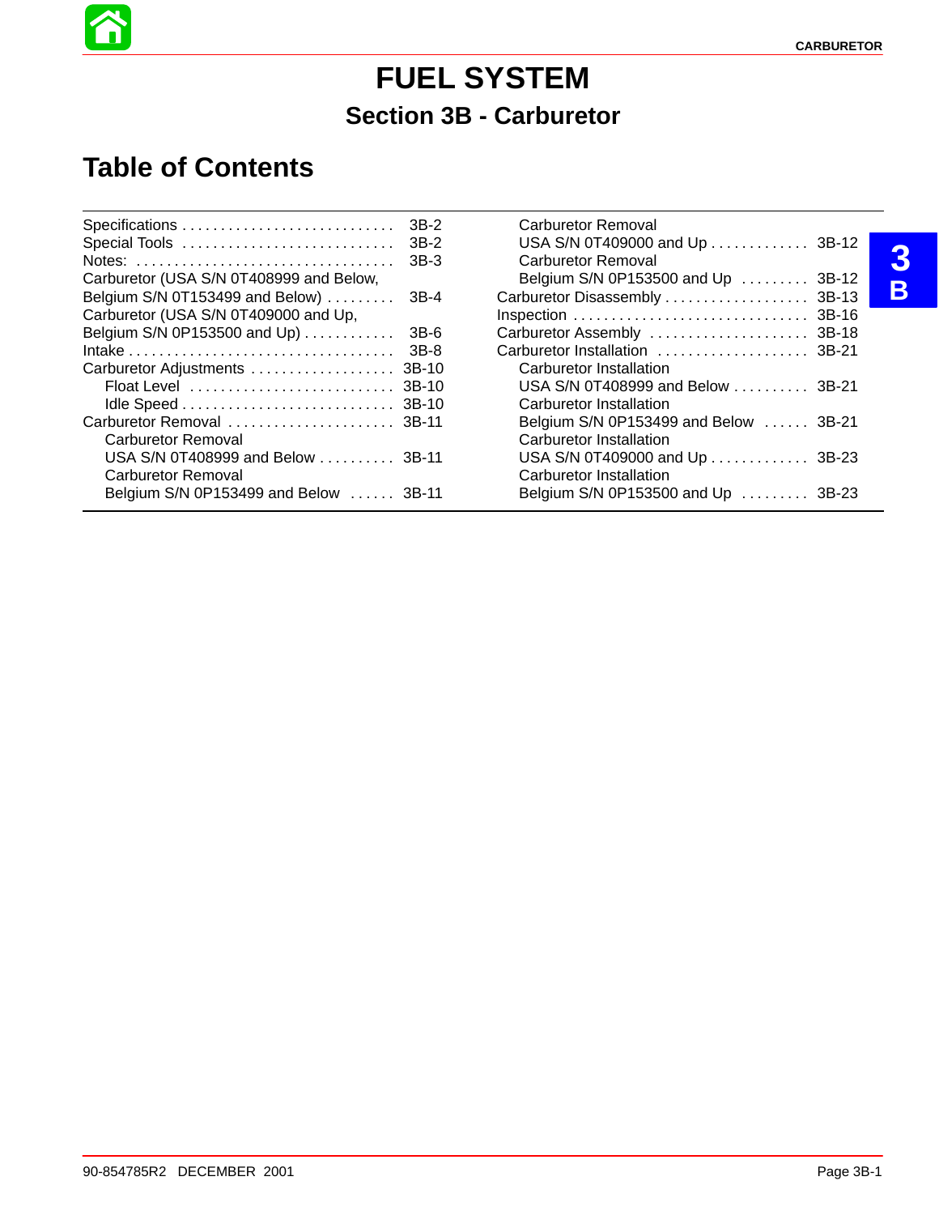# FUEL SYSTEM

## Section 3B - Carburetor

## Table of Contents

| Section | Page |
|---|---|
| Specifications | 3B-2 |
| Special Tools | 3B-2 |
| Notes: | 3B-3 |
| Carburetor (USA S/N 0T408999 and Below, Belgium S/N 0T153499 and Below) | 3B-4 |
| Carburetor (USA S/N 0T409000 and Up, Belgium S/N 0P153500 and Up) | 3B-6 |
| Intake | 3B-8 |
| Carburetor Adjustments | 3B-10 |
| Float Level | 3B-10 |
| Idle Speed | 3B-10 |
| Carburetor Removal | 3B-11 |
| Carburetor Removal USA S/N 0T408999 and Below | 3B-11 |
| Carburetor Removal Belgium S/N 0P153499 and Below | 3B-11 |
| Carburetor Removal USA S/N 0T409000 and Up | 3B-12 |
| Carburetor Removal Belgium S/N 0P153500 and Up | 3B-12 |
| Carburetor Disassembly | 3B-13 |
| Inspection | 3B-16 |
| Carburetor Assembly | 3B-18 |
| Carburetor Installation | 3B-21 |
| Carburetor Installation USA S/N 0T408999 and Below | 3B-21 |
| Carburetor Installation Belgium S/N 0P153499 and Below | 3B-21 |
| Carburetor Installation USA S/N 0T409000 and Up | 3B-23 |
| Carburetor Installation Belgium S/N 0P153500 and Up | 3B-23 |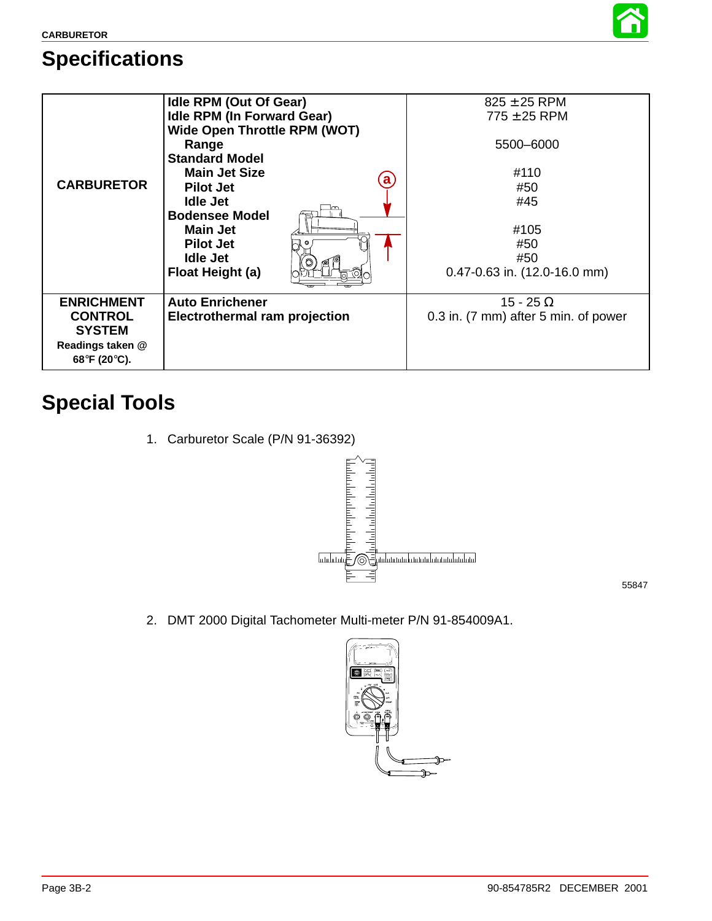# Specifications

| | | |
|---|---|---|
| **CARBURETOR** | **Idle RPM (Out Of Gear)**<br>**Idle RPM (In Forward Gear)**<br>**Wide Open Throttle RPM (WOT)**<br>**Range**<br>**Standard Model**<br>**Main Jet Size**<br>**Pilot Jet**<br>**Idle Jet**<br>**Bodensee Model**<br>**Main Jet**<br>**Pilot Jet**<br>**Idle Jet**<br>**Float Height (a)** | 825 ±25 RPM<br>775 ±25 RPM<br><br>5500–6000<br><br>#110<br>#50<br>#45<br><br>#105<br>#50<br>#50<br>0.47-0.63 in. (12.0-16.0 mm) |
| **ENRICHMENT CONTROL SYSTEM**<br>**Readings taken @ 68°F (20°C).** | **Auto Enrichener**<br>**Electrothermal ram projection** | 15 - 25 Ω<br>0.3 in. (7 mm) after 5 min. of power |

# Special Tools

1. Carburetor Scale (P/N 91-36392)

55847

2. DMT 2000 Digital Tachometer Multi-meter P/N 91-854009A1.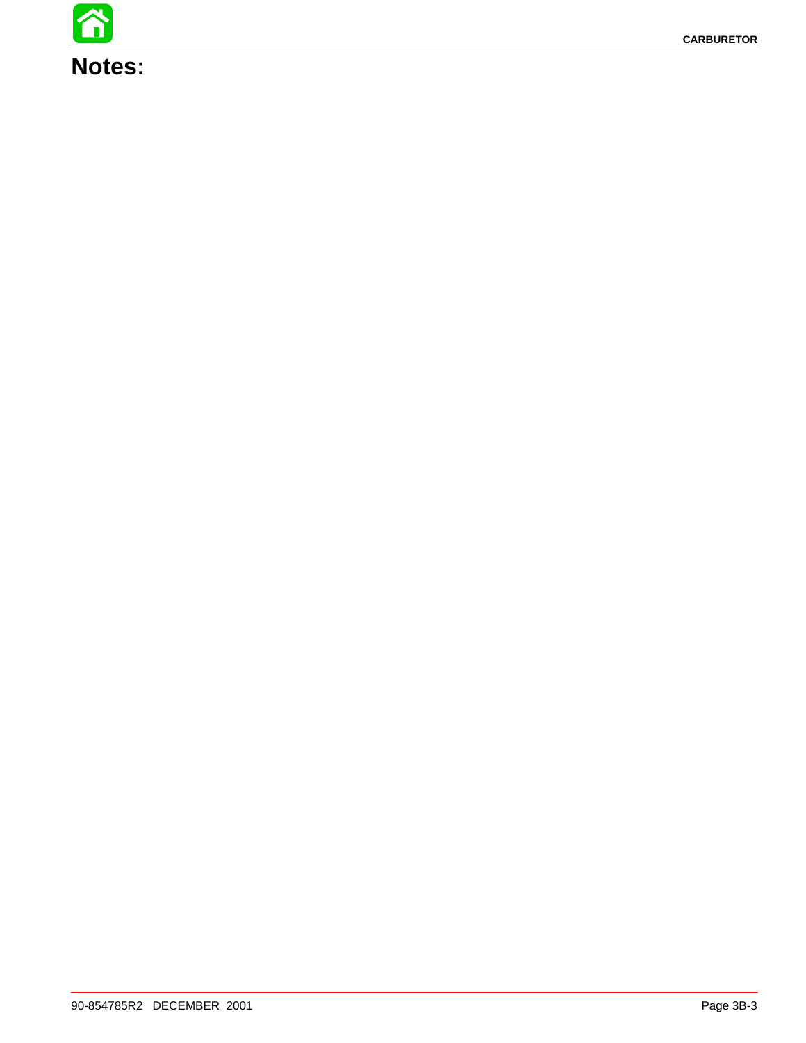# Notes: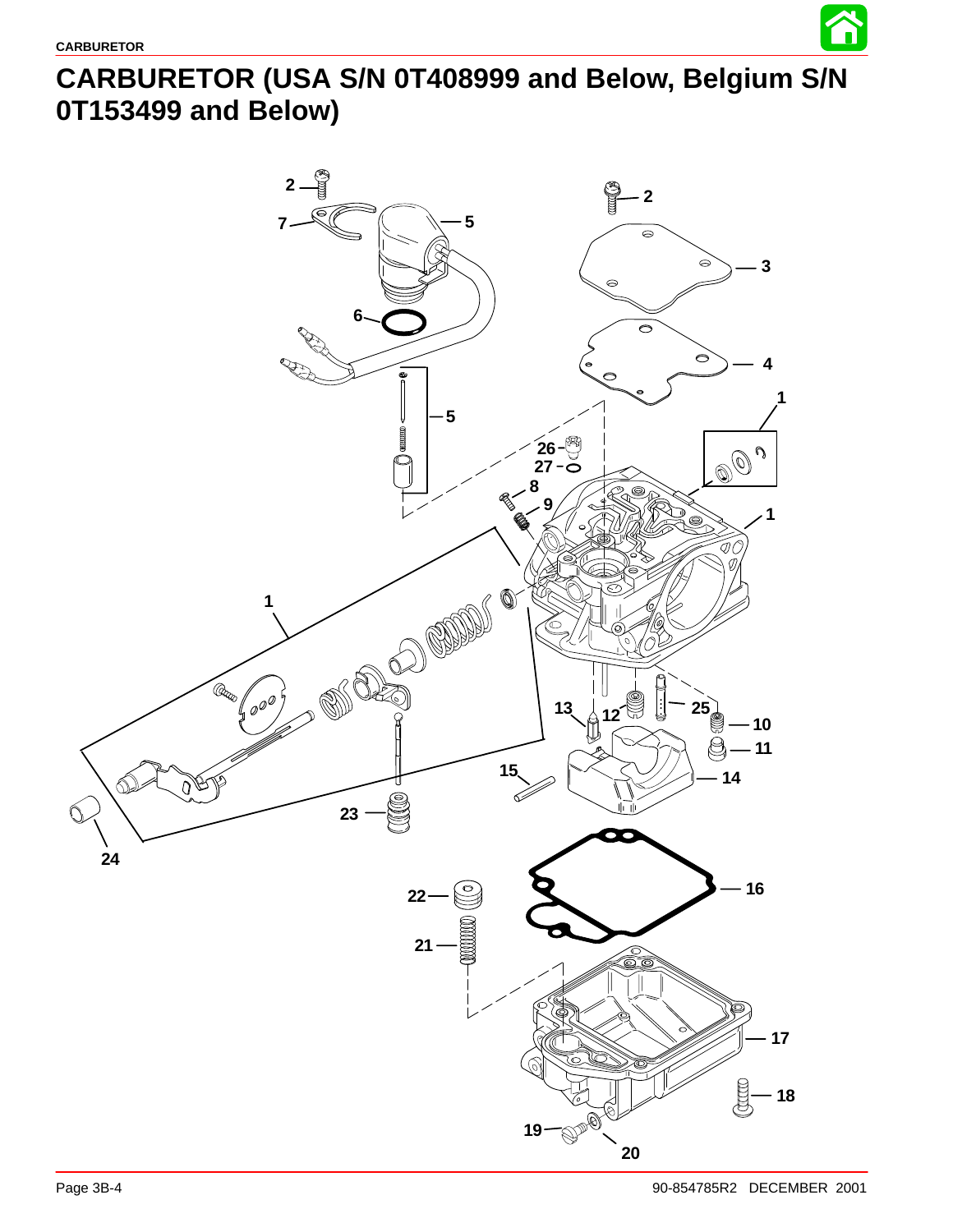# CARBURETOR (USA S/N 0T408999 and Below, Belgium S/N 0T153499 and Below)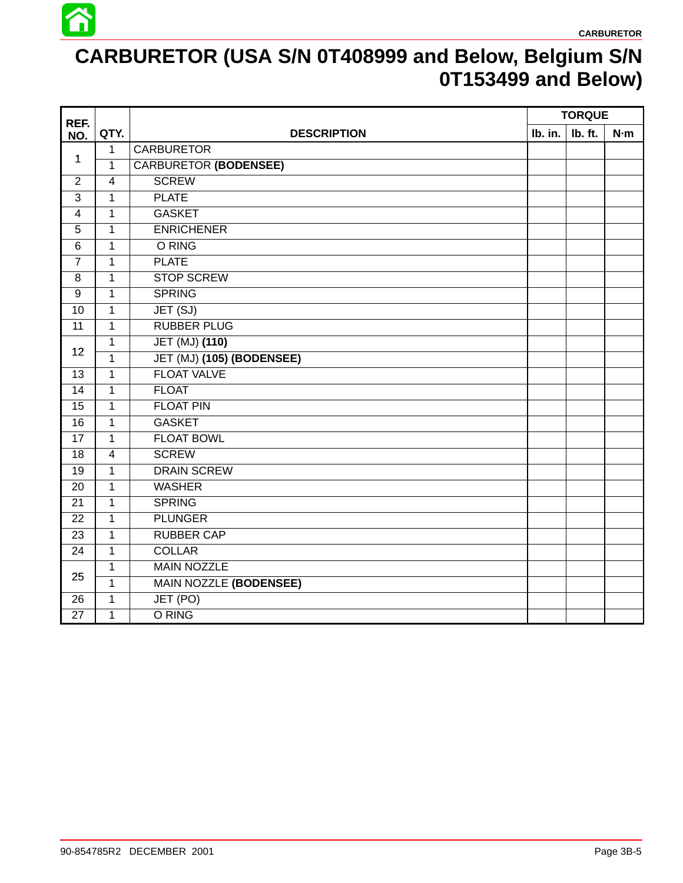# CARBURETOR (USA S/N 0T408999 and Below, Belgium S/N 0T153499 and Below)

| REF. NO. | QTY. | DESCRIPTION | TORQUE | | |
|---|---|---|---|---|---|
| | | | lb. in. | lb. ft. | N·m |
| 1 | 1 | CARBURETOR | | | |
| | 1 | CARBURETOR **(BODENSEE)** | | | |
| 2 | 4 | SCREW | | | |
| 3 | 1 | PLATE | | | |
| 4 | 1 | GASKET | | | |
| 5 | 1 | ENRICHENER | | | |
| 6 | 1 | O RING | | | |
| 7 | 1 | PLATE | | | |
| 8 | 1 | STOP SCREW | | | |
| 9 | 1 | SPRING | | | |
| 10 | 1 | JET (SJ) | | | |
| 11 | 1 | RUBBER PLUG | | | |
| 12 | 1 | JET (MJ) **(110)** | | | |
| | 1 | JET (MJ) **(105) (BODENSEE)** | | | |
| 13 | 1 | FLOAT VALVE | | | |
| 14 | 1 | FLOAT | | | |
| 15 | 1 | FLOAT PIN | | | |
| 16 | 1 | GASKET | | | |
| 17 | 1 | FLOAT BOWL | | | |
| 18 | 4 | SCREW | | | |
| 19 | 1 | DRAIN SCREW | | | |
| 20 | 1 | WASHER | | | |
| 21 | 1 | SPRING | | | |
| 22 | 1 | PLUNGER | | | |
| 23 | 1 | RUBBER CAP | | | |
| 24 | 1 | COLLAR | | | |
| 25 | 1 | MAIN NOZZLE | | | |
| | 1 | MAIN NOZZLE **(BODENSEE)** | | | |
| 26 | 1 | JET (PO) | | | |
| 27 | 1 | O RING | | | |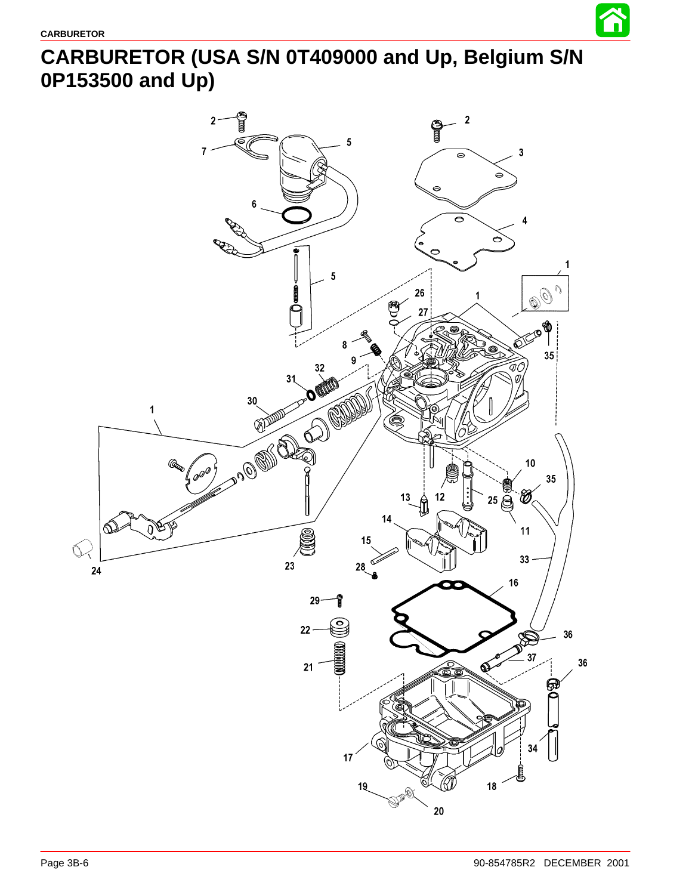# CARBURETOR (USA S/N 0T409000 and Up, Belgium S/N 0P153500 and Up)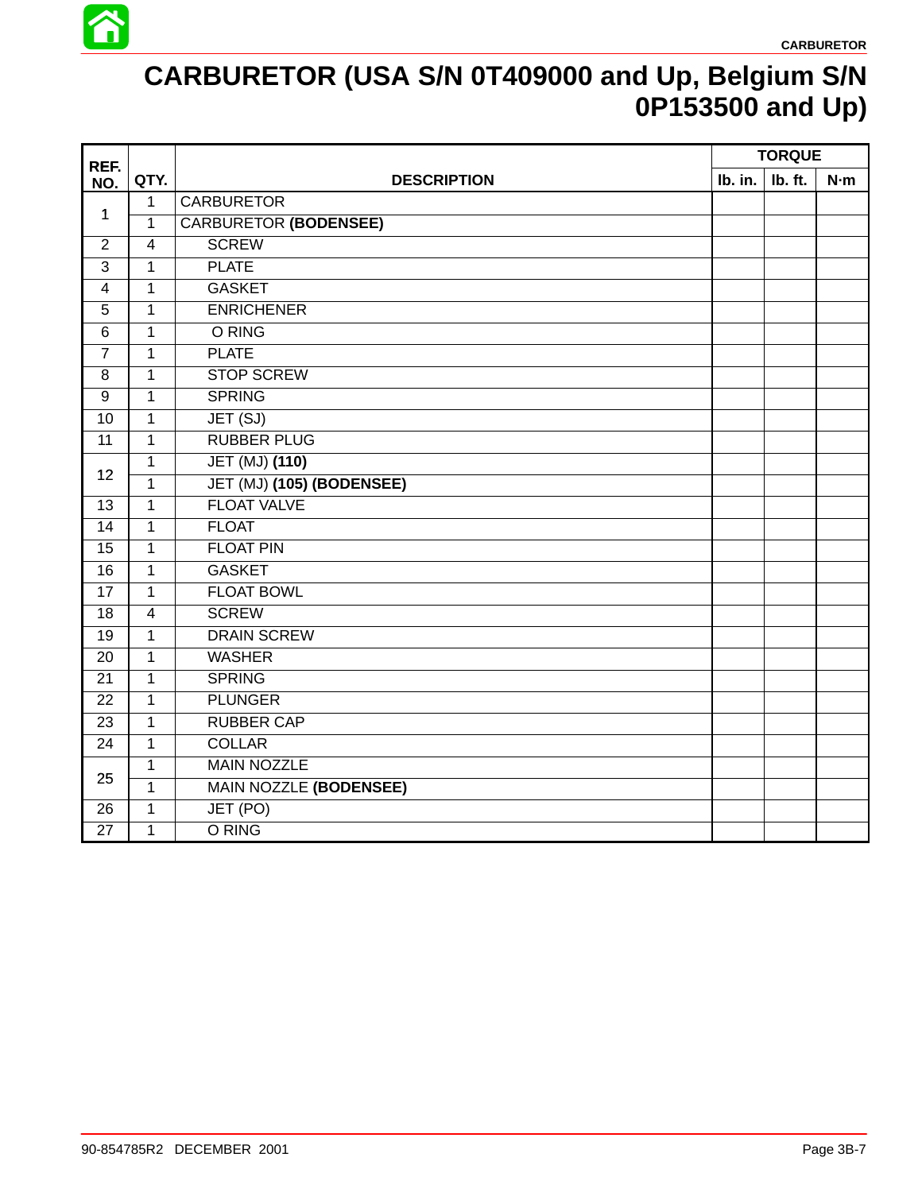# CARBURETOR (USA S/N 0T409000 and Up, Belgium S/N 0P153500 and Up)

| REF. NO. | QTY. | DESCRIPTION | TORQUE | | |
|---|---|---|---|---|---|
| | | | lb. in. | lb. ft. | N·m |
| 1 | 1 | CARBURETOR | | | |
| | 1 | CARBURETOR **(BODENSEE)** | | | |
| 2 | 4 | SCREW | | | |
| 3 | 1 | PLATE | | | |
| 4 | 1 | GASKET | | | |
| 5 | 1 | ENRICHENER | | | |
| 6 | 1 | O RING | | | |
| 7 | 1 | PLATE | | | |
| 8 | 1 | STOP SCREW | | | |
| 9 | 1 | SPRING | | | |
| 10 | 1 | JET (SJ) | | | |
| 11 | 1 | RUBBER PLUG | | | |
| 12 | 1 | JET (MJ) **(110)** | | | |
| | 1 | JET (MJ) **(105) (BODENSEE)** | | | |
| 13 | 1 | FLOAT VALVE | | | |
| 14 | 1 | FLOAT | | | |
| 15 | 1 | FLOAT PIN | | | |
| 16 | 1 | GASKET | | | |
| 17 | 1 | FLOAT BOWL | | | |
| 18 | 4 | SCREW | | | |
| 19 | 1 | DRAIN SCREW | | | |
| 20 | 1 | WASHER | | | |
| 21 | 1 | SPRING | | | |
| 22 | 1 | PLUNGER | | | |
| 23 | 1 | RUBBER CAP | | | |
| 24 | 1 | COLLAR | | | |
| 25 | 1 | MAIN NOZZLE | | | |
| | 1 | MAIN NOZZLE **(BODENSEE)** | | | |
| 26 | 1 | JET (PO) | | | |
| 27 | 1 | O RING | | | |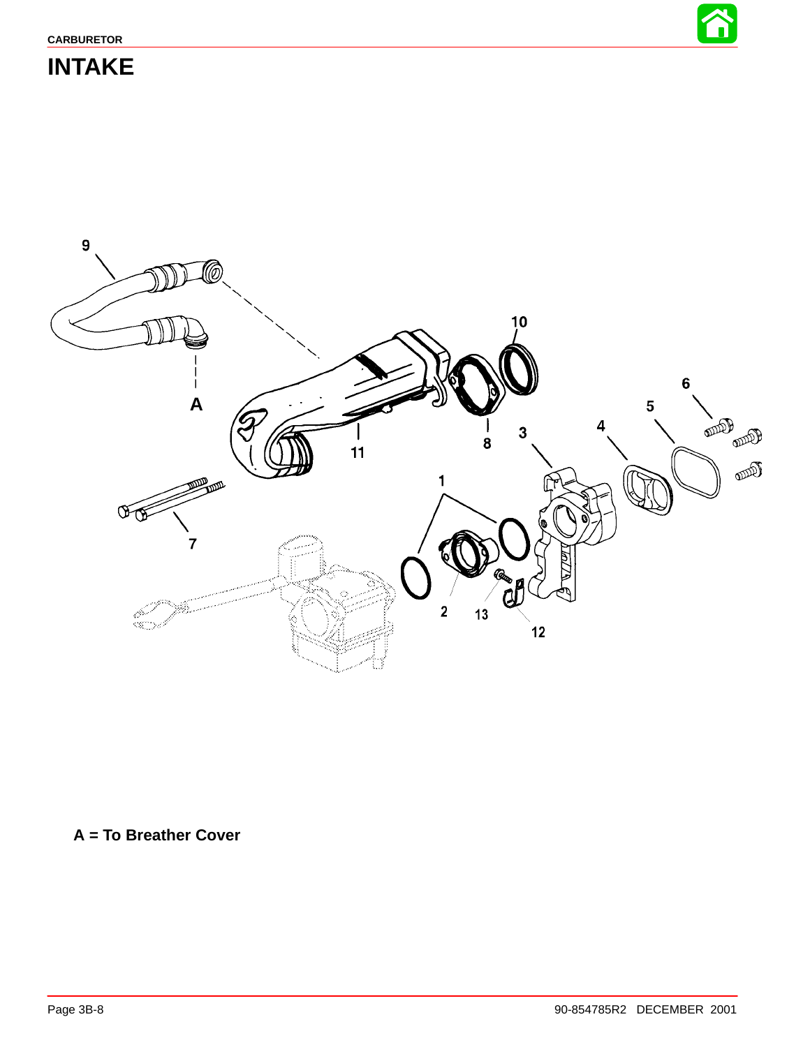# INTAKE

A = To Breather Cover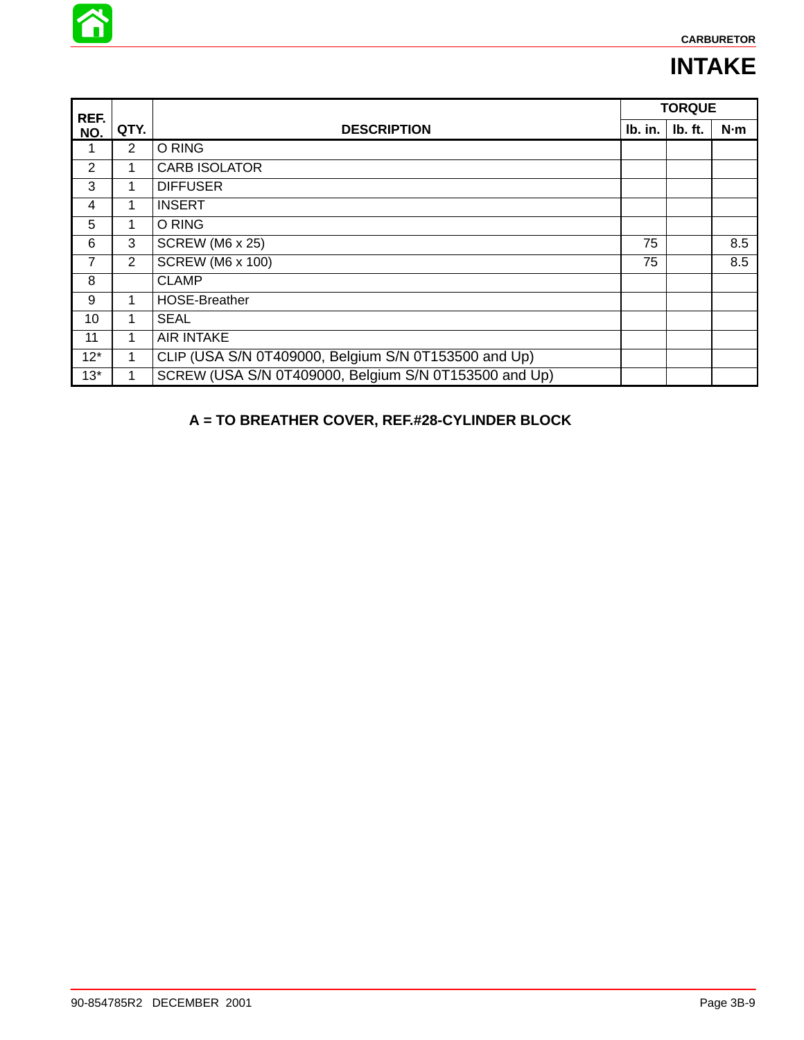# INTAKE

| REF. NO. | QTY. | DESCRIPTION | TORQUE | | |
|---|---|---|---|---|---|
| | | | lb. in. | lb. ft. | N·m |
| 1 | 2 | O RING | | | |
| 2 | 1 | CARB ISOLATOR | | | |
| 3 | 1 | DIFFUSER | | | |
| 4 | 1 | INSERT | | | |
| 5 | 1 | O RING | | | |
| 6 | 3 | SCREW (M6 x 25) | 75 | | 8.5 |
| 7 | 2 | SCREW (M6 x 100) | 75 | | 8.5 |
| 8 | | CLAMP | | | |
| 9 | 1 | HOSE-Breather | | | |
| 10 | 1 | SEAL | | | |
| 11 | 1 | AIR INTAKE | | | |
| 12* | 1 | CLIP (USA S/N 0T409000, Belgium S/N 0T153500 and Up) | | | |
| 13* | 1 | SCREW (USA S/N 0T409000, Belgium S/N 0T153500 and Up) | | | |

**A = TO BREATHER COVER, REF.#28-CYLINDER BLOCK**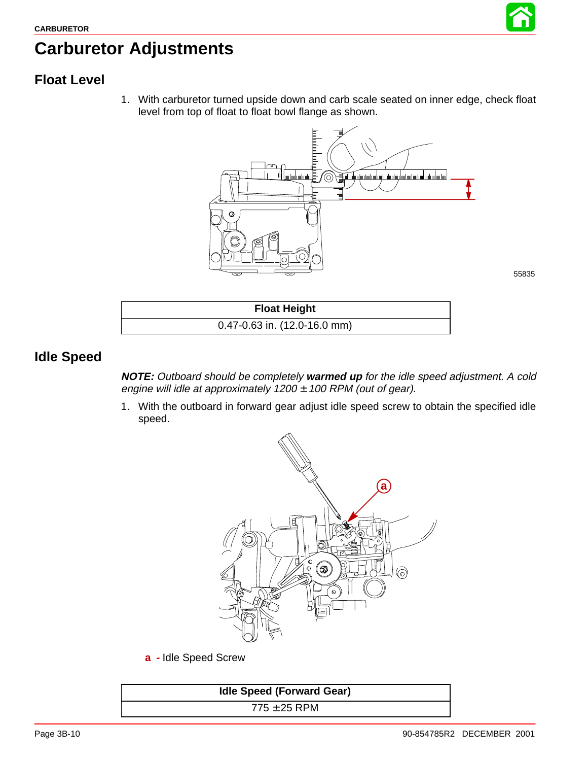# Carburetor Adjustments

## Float Level

1. With carburetor turned upside down and carb scale seated on inner edge, check float level from top of float to float bowl flange as shown.

55835

| Float Height |
|---|
| 0.47-0.63 in. (12.0-16.0 mm) |

## Idle Speed

***NOTE:*** *Outboard should be completely* ***warmed up*** *for the idle speed adjustment. A cold engine will idle at approximately 1200 ± 100 RPM (out of gear).*

1. With the outboard in forward gear adjust idle speed screw to obtain the specified idle speed.

**a** - Idle Speed Screw

| Idle Speed (Forward Gear) |
|---|
| 775 ± 25 RPM |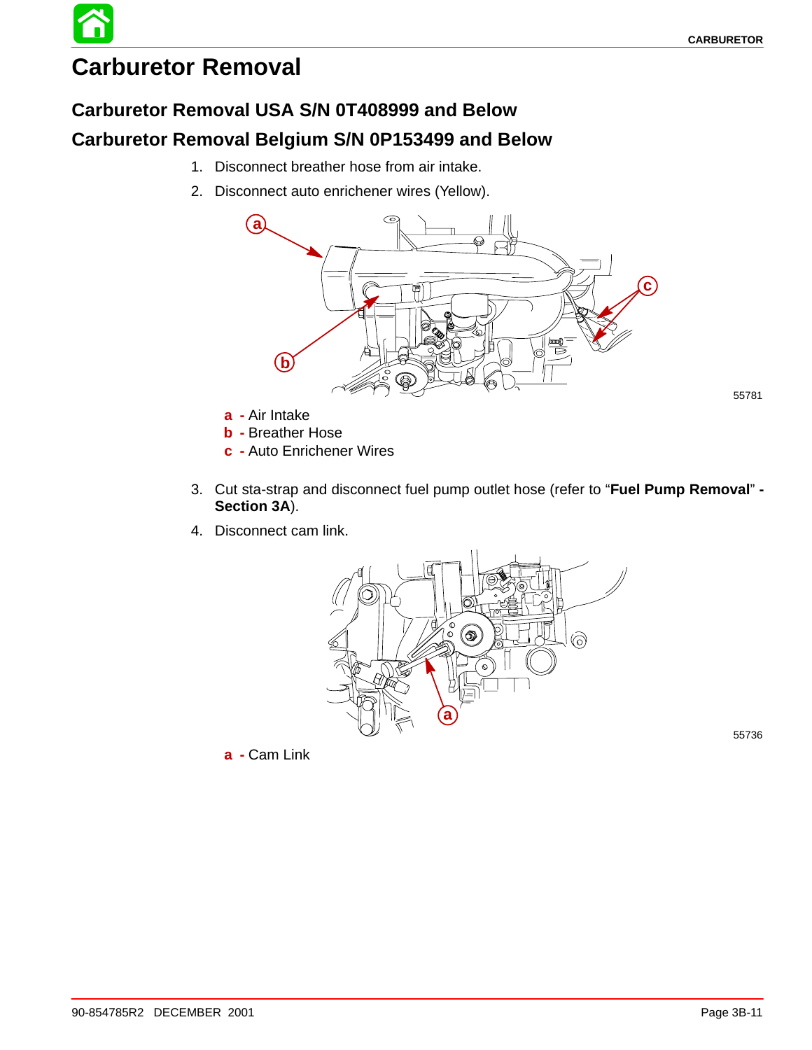# Carburetor Removal

## Carburetor Removal USA S/N 0T408999 and Below

## Carburetor Removal Belgium S/N 0P153499 and Below

1. Disconnect breather hose from air intake.
2. Disconnect auto enrichener wires (Yellow).

55781

**a** - Air Intake
**b** - Breather Hose
**c** - Auto Enrichener Wires

3. Cut sta-strap and disconnect fuel pump outlet hose (refer to "**Fuel Pump Removal**" **- Section 3A**).
4. Disconnect cam link.

55736

**a** - Cam Link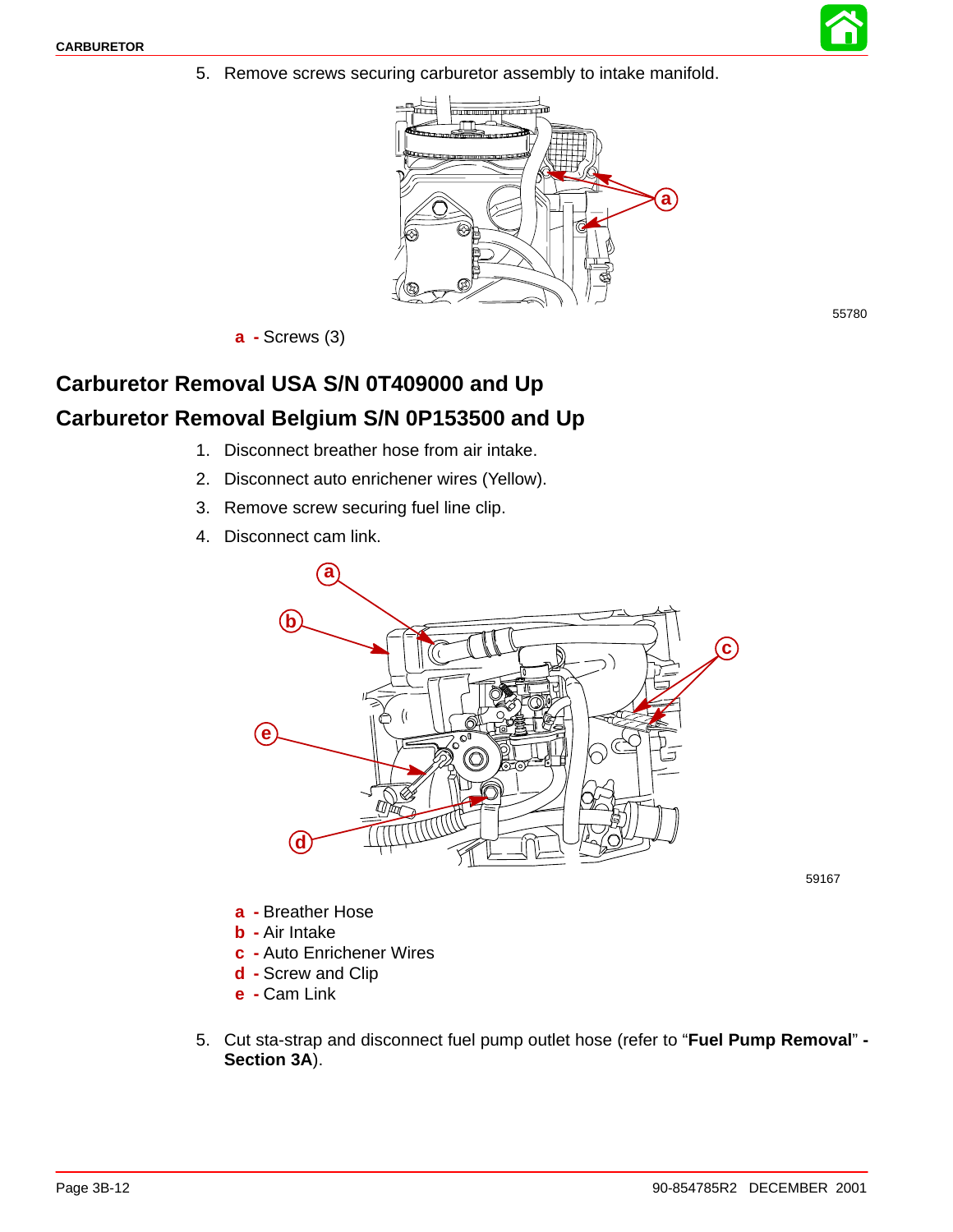5. Remove screws securing carburetor assembly to intake manifold.

55780

**a** - Screws (3)

## Carburetor Removal USA S/N 0T409000 and Up

## Carburetor Removal Belgium S/N 0P153500 and Up

1. Disconnect breather hose from air intake.
2. Disconnect auto enrichener wires (Yellow).
3. Remove screw securing fuel line clip.
4. Disconnect cam link.

59167

**a** - Breather Hose
**b** - Air Intake
**c** - Auto Enrichener Wires
**d** - Screw and Clip
**e** - Cam Link

5. Cut sta-strap and disconnect fuel pump outlet hose (refer to "**Fuel Pump Removal**" **- Section 3A**).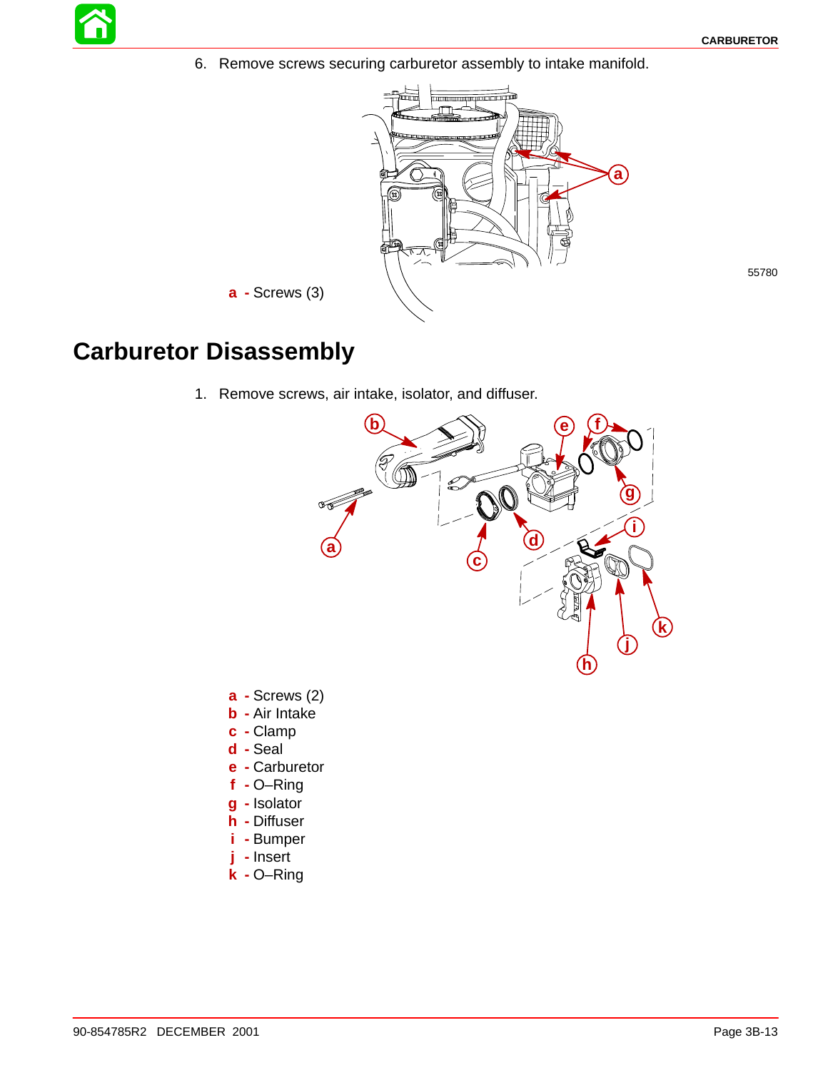6. Remove screws securing carburetor assembly to intake manifold.

55780

**a** - Screws (3)

## Carburetor Disassembly

1. Remove screws, air intake, isolator, and diffuser.

**a** - Screws (2)
**b** - Air Intake
**c** - Clamp
**d** - Seal
**e** - Carburetor
**f** - O–Ring
**g** - Isolator
**h** - Diffuser
**i** - Bumper
**j** - Insert
**k** - O–Ring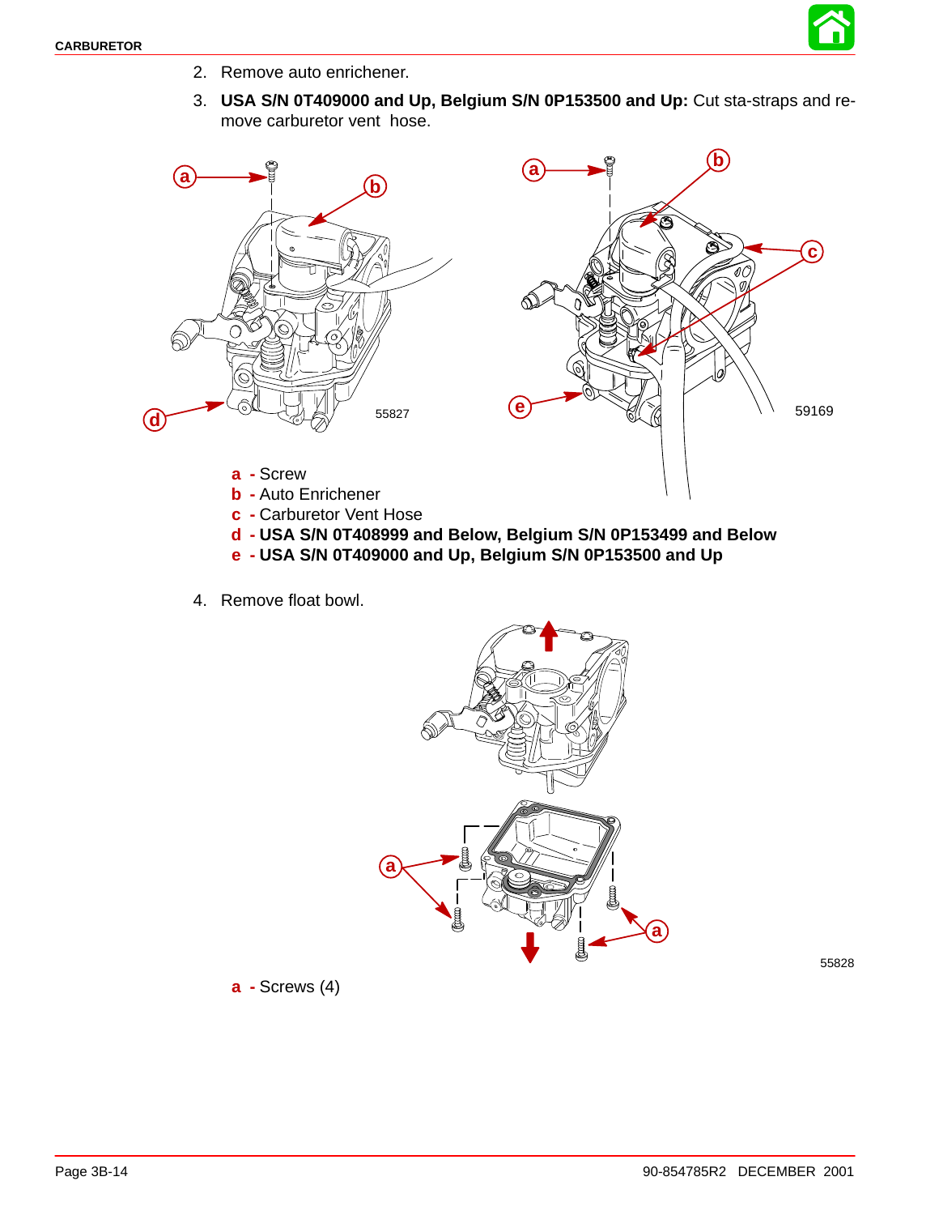2. Remove auto enrichener.
3. **USA S/N 0T409000 and Up, Belgium S/N 0P153500 and Up:** Cut sta-straps and remove carburetor vent hose.

55827

59169

**a** - Screw
**b** - Auto Enrichener
**c** - Carburetor Vent Hose
**d** - **USA S/N 0T408999 and Below, Belgium S/N 0P153499 and Below**
**e** - **USA S/N 0T409000 and Up, Belgium S/N 0P153500 and Up**

4. Remove float bowl.

55828

**a** - Screws (4)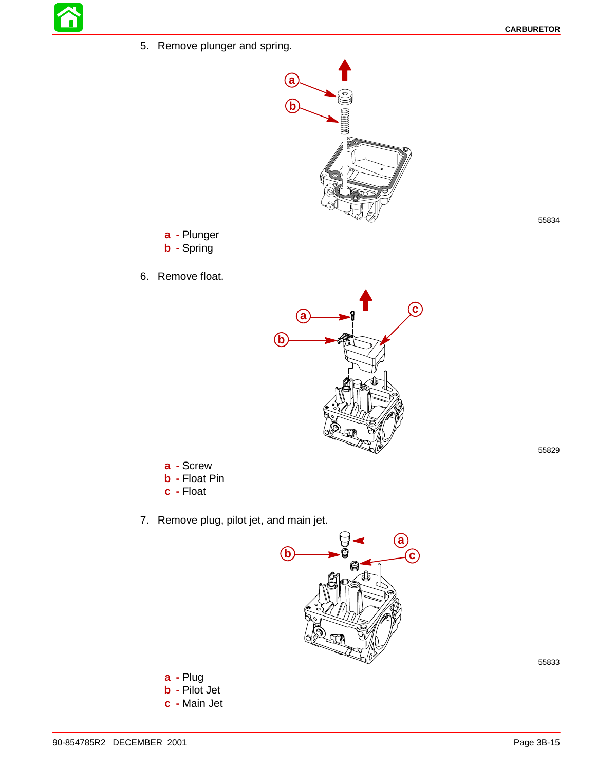5. Remove plunger and spring.

55834

**a** - Plunger
**b** - Spring

6. Remove float.

55829

**a** - Screw
**b** - Float Pin
**c** - Float

7. Remove plug, pilot jet, and main jet.

55833

**a** - Plug
**b** - Pilot Jet
**c** - Main Jet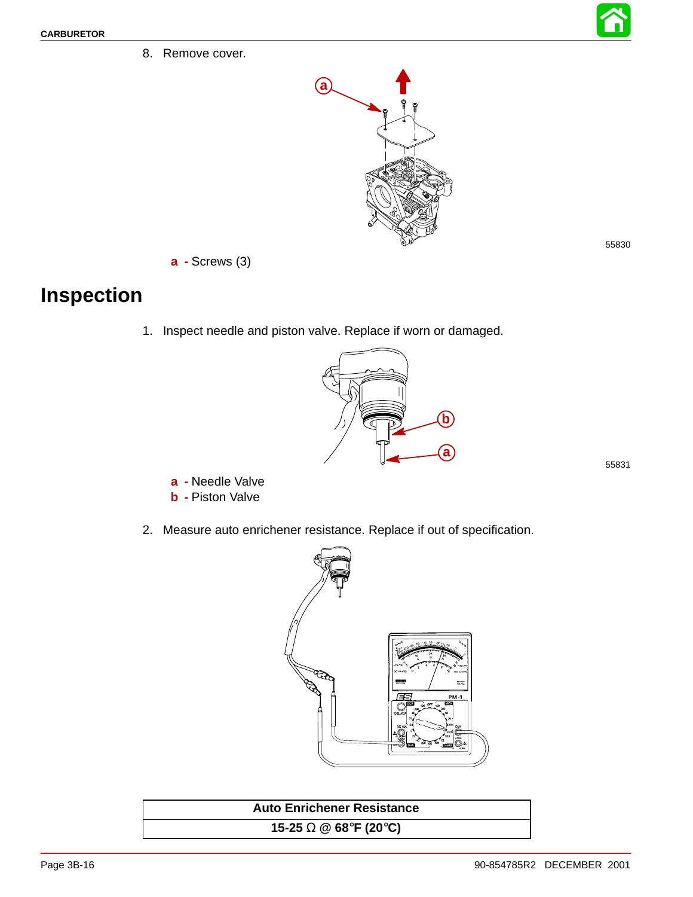8. Remove cover.

55830

**a** - Screws (3)

# Inspection

1. Inspect needle and piston valve. Replace if worn or damaged.

55831

**a** - Needle Valve
**b** - Piston Valve

2. Measure auto enrichener resistance. Replace if out of specification.

| Auto Enrichener Resistance |
|---|
| **15-25 Ω @ 68°F (20°C)** |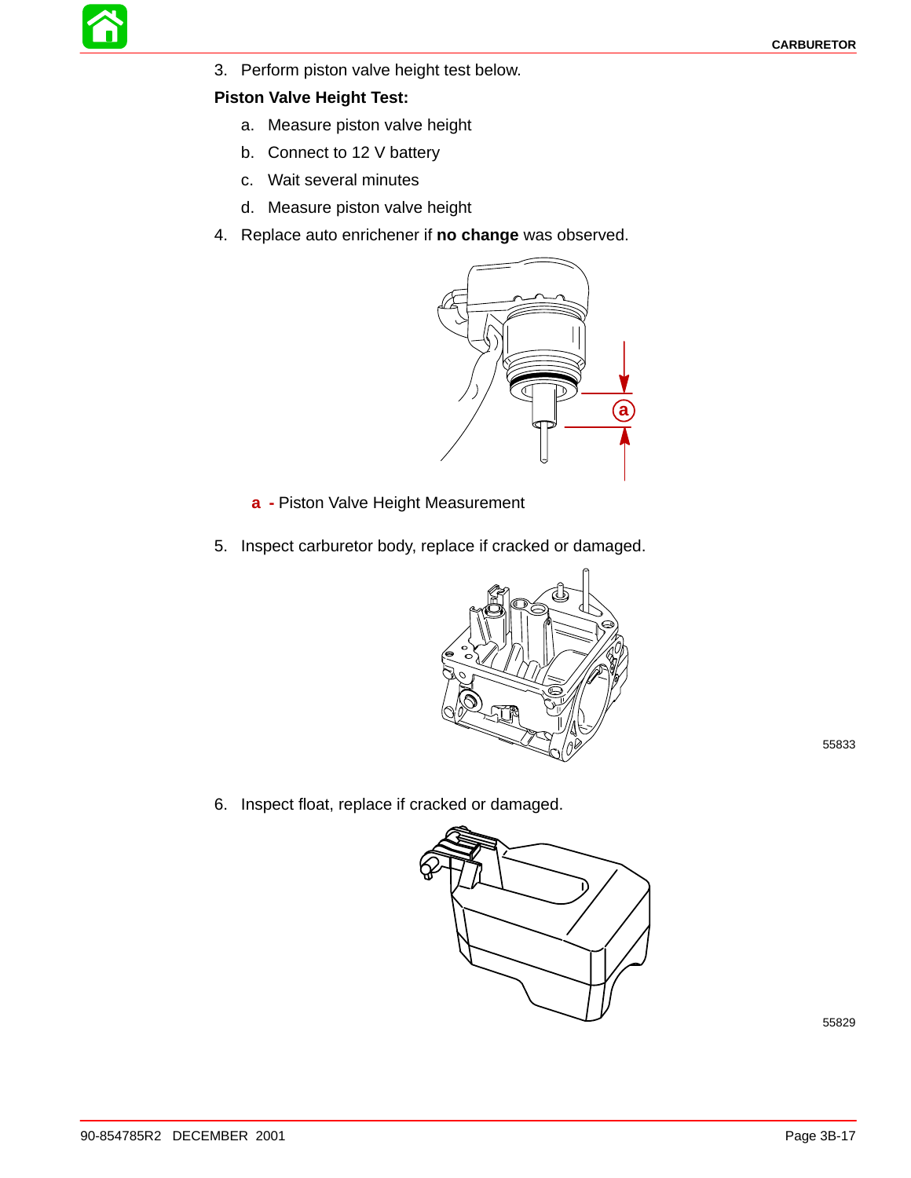3. Perform piston valve height test below.

**Piston Valve Height Test:**

a. Measure piston valve height

b. Connect to 12 V battery

c. Wait several minutes

d. Measure piston valve height

4. Replace auto enrichener if **no change** was observed.

**a** - Piston Valve Height Measurement

5. Inspect carburetor body, replace if cracked or damaged.

55833

6. Inspect float, replace if cracked or damaged.

55829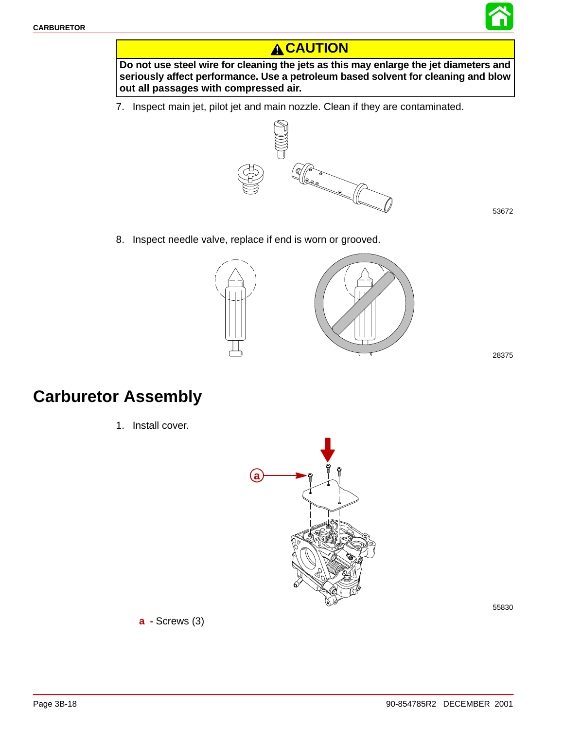**⚠ CAUTION**

**Do not use steel wire for cleaning the jets as this may enlarge the jet diameters and seriously affect performance. Use a petroleum based solvent for cleaning and blow out all passages with compressed air.**

7. Inspect main jet, pilot jet and main nozzle. Clean if they are contaminated.

53672

8. Inspect needle valve, replace if end is worn or grooved.

28375

## Carburetor Assembly

1. Install cover.

55830

**a** - Screws (3)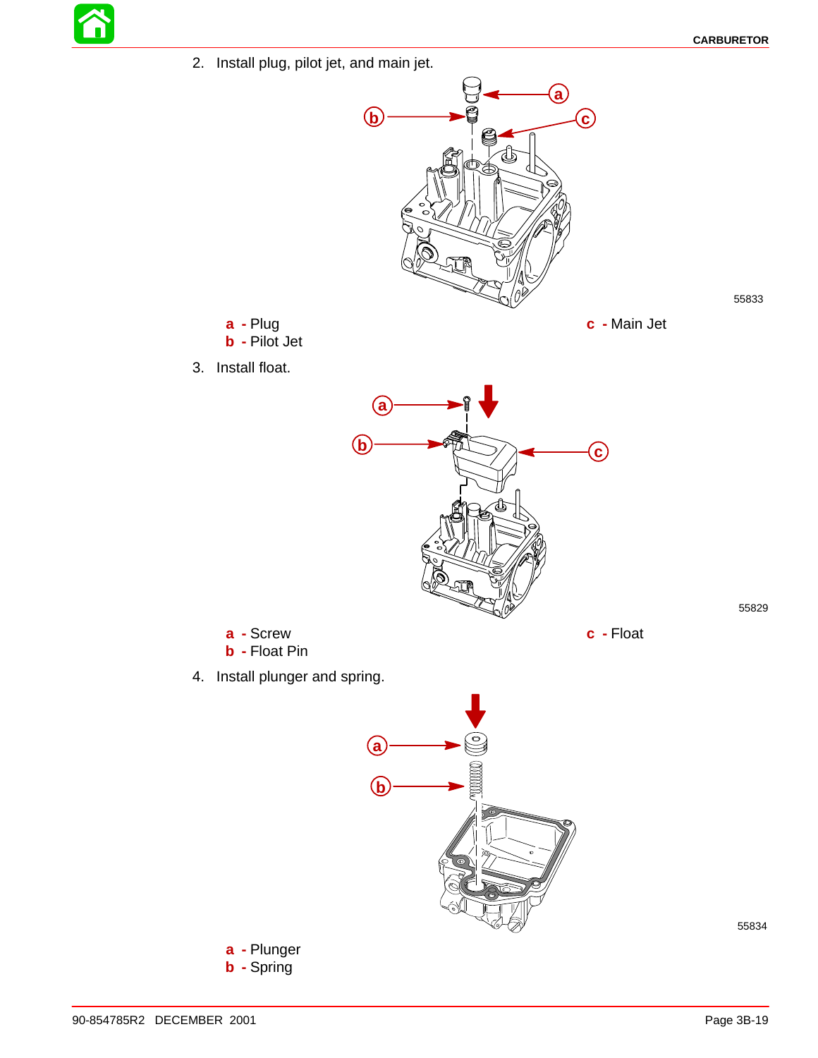2. Install plug, pilot jet, and main jet.

55833

**a** - Plug
**b** - Pilot Jet
**c** - Main Jet

3. Install float.

55829

**a** - Screw
**b** - Float Pin
**c** - Float

4. Install plunger and spring.

55834

**a** - Plunger
**b** - Spring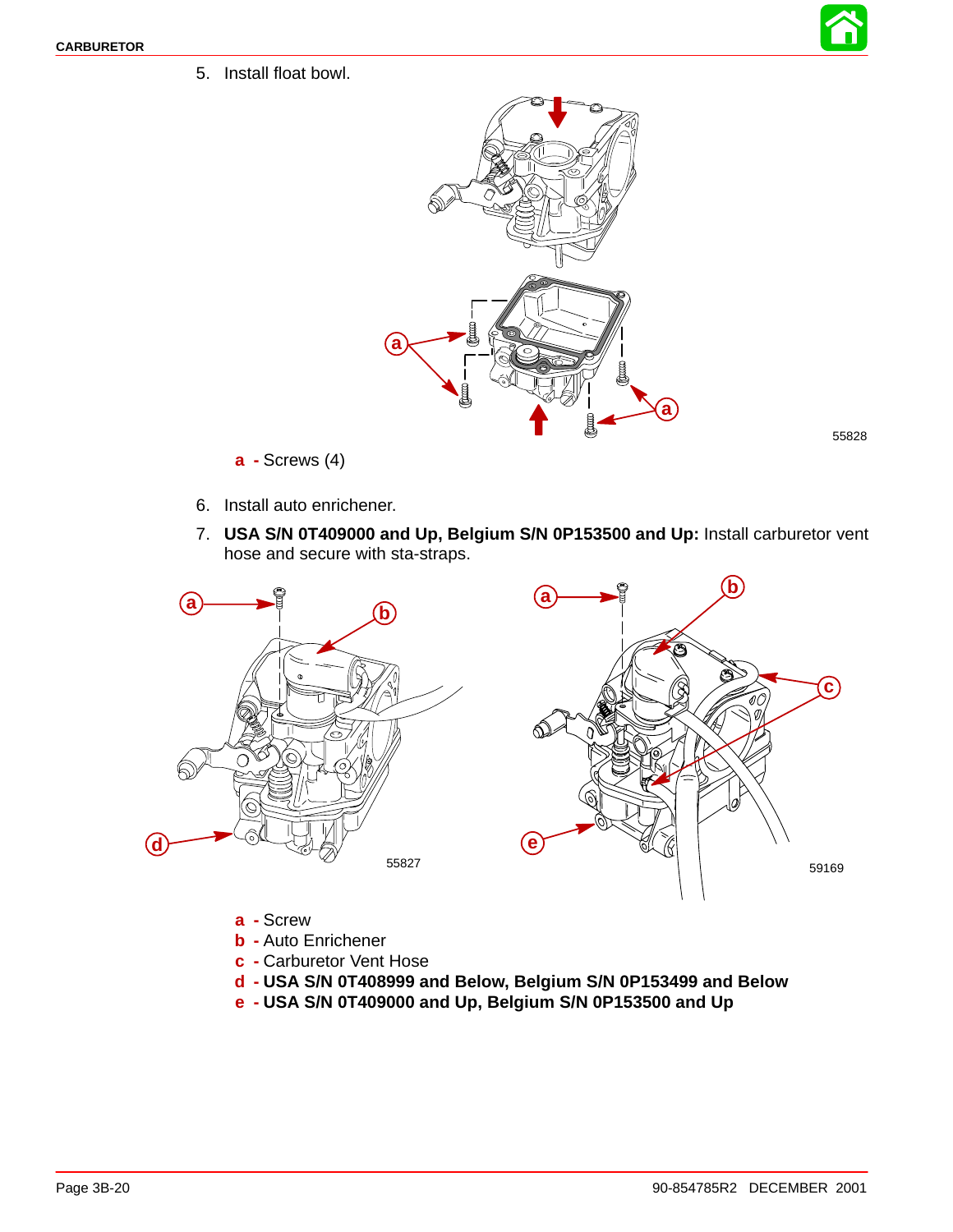5. Install float bowl.

55828

**a** - Screws (4)

6. Install auto enrichener.

7. **USA S/N 0T409000 and Up, Belgium S/N 0P153500 and Up:** Install carburetor vent hose and secure with sta-straps.

55827

59169

**a** - Screw
**b** - Auto Enrichener
**c** - Carburetor Vent Hose
**d** - **USA S/N 0T408999 and Below, Belgium S/N 0P153499 and Below**
**e** - **USA S/N 0T409000 and Up, Belgium S/N 0P153500 and Up**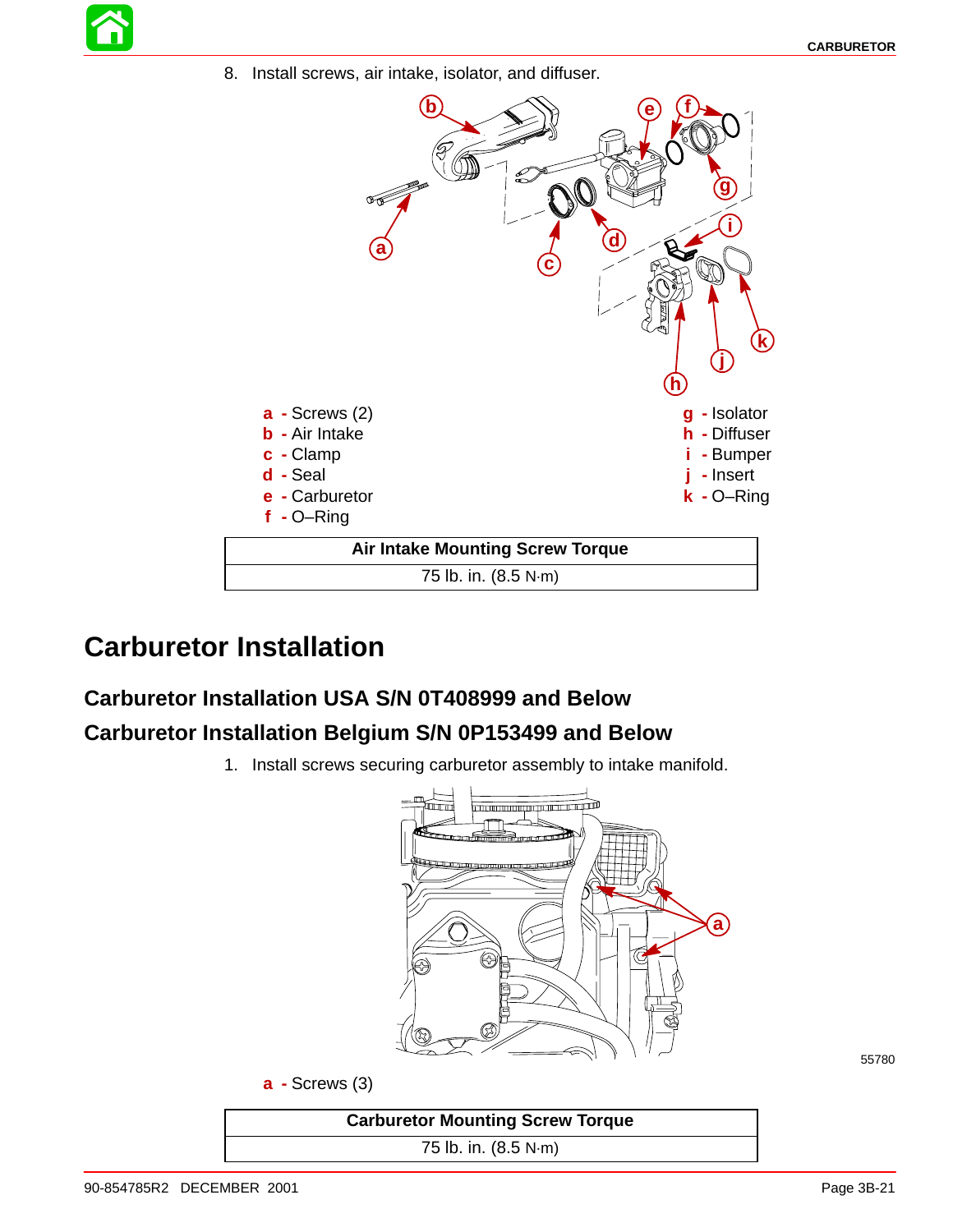8. Install screws, air intake, isolator, and diffuser.

a - Screws (2)
b - Air Intake
c - Clamp
d - Seal
e - Carburetor
f - O–Ring
g - Isolator
h - Diffuser
i - Bumper
j - Insert
k - O–Ring

| Air Intake Mounting Screw Torque |
|---|
| 75 lb. in. (8.5 N·m) |

# Carburetor Installation

## Carburetor Installation USA S/N 0T408999 and Below

## Carburetor Installation Belgium S/N 0P153499 and Below

1. Install screws securing carburetor assembly to intake manifold.

55780

a - Screws (3)

| Carburetor Mounting Screw Torque |
|---|
| 75 lb. in. (8.5 N·m) |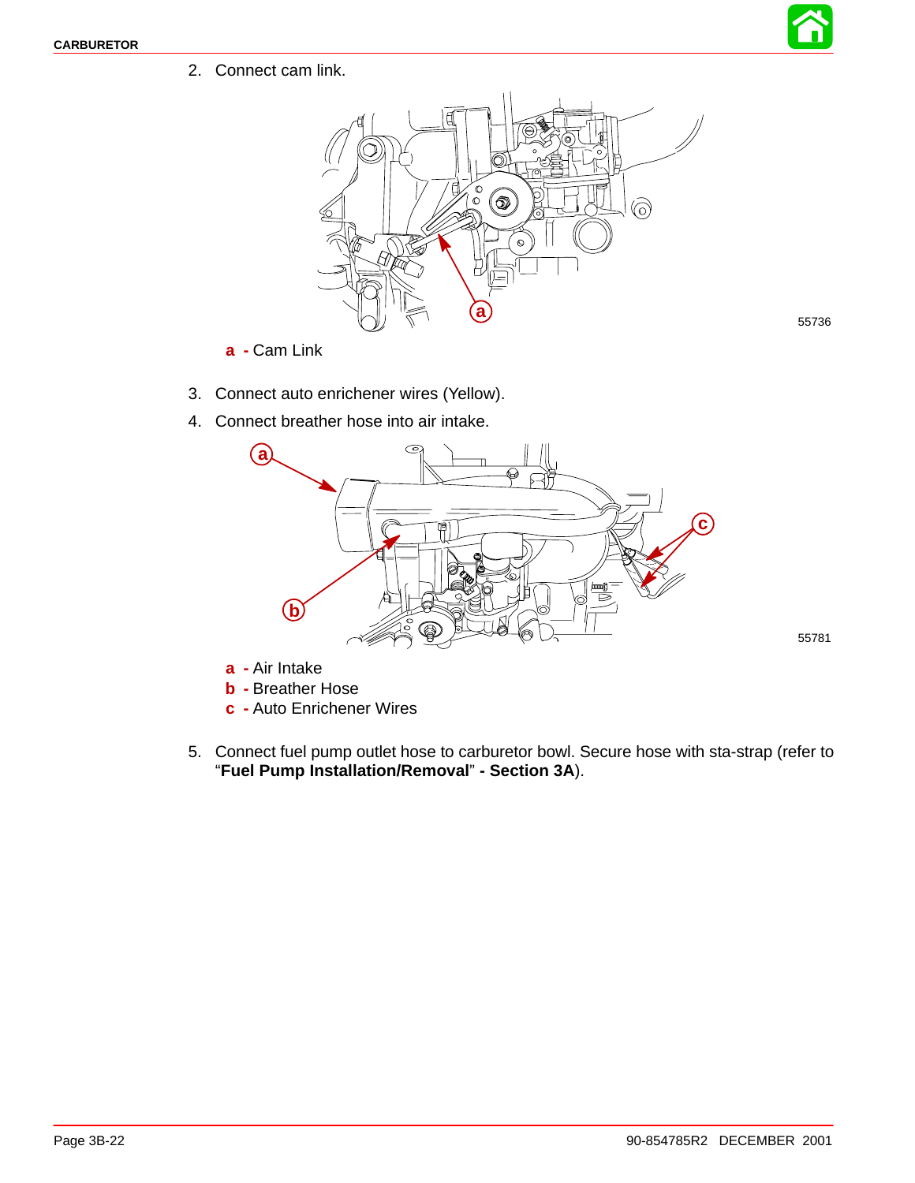2. Connect cam link.

55736

**a** - Cam Link

3. Connect auto enrichener wires (Yellow).
4. Connect breather hose into air intake.

55781

**a** - Air Intake
**b** - Breather Hose
**c** - Auto Enrichener Wires

5. Connect fuel pump outlet hose to carburetor bowl. Secure hose with sta-strap (refer to “**Fuel Pump Installation/Removal**” **- Section 3A**).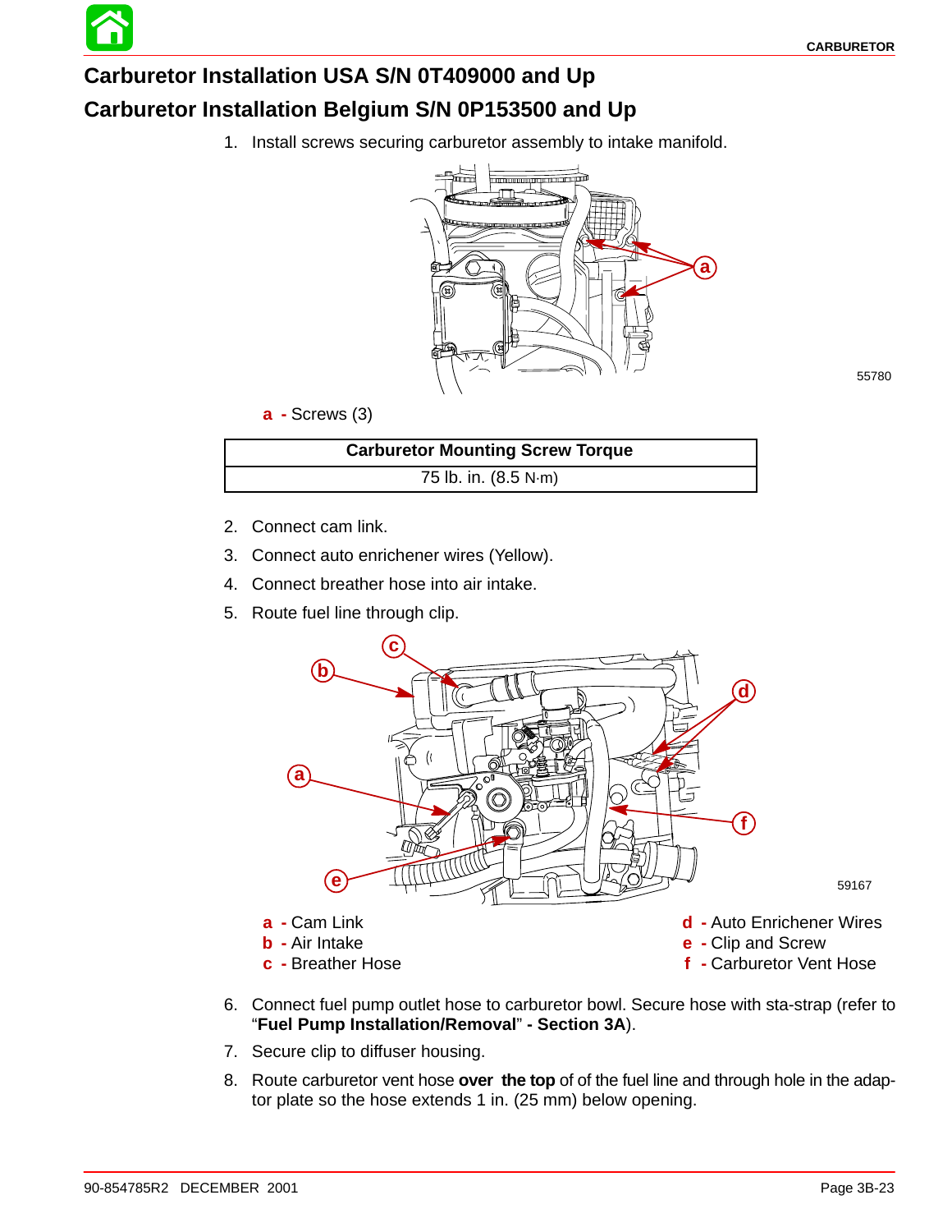# Carburetor Installation USA S/N 0T409000 and Up

# Carburetor Installation Belgium S/N 0P153500 and Up

1. Install screws securing carburetor assembly to intake manifold.

a
55780

**a** - Screws (3)

| Carburetor Mounting Screw Torque |
|---|
| 75 lb. in. (8.5 N·m) |

2. Connect cam link.
3. Connect auto enrichener wires (Yellow).
4. Connect breather hose into air intake.
5. Route fuel line through clip.

c
b
d
a
f
e
59167

**a** - Cam Link
**b** - Air Intake
**c** - Breather Hose
**d** - Auto Enrichener Wires
**e** - Clip and Screw
**f** - Carburetor Vent Hose

6. Connect fuel pump outlet hose to carburetor bowl. Secure hose with sta-strap (refer to "**Fuel Pump Installation/Removal**" **- Section 3A**).
7. Secure clip to diffuser housing.
8. Route carburetor vent hose **over the top** of of the fuel line and through hole in the adaptor plate so the hose extends 1 in. (25 mm) below opening.